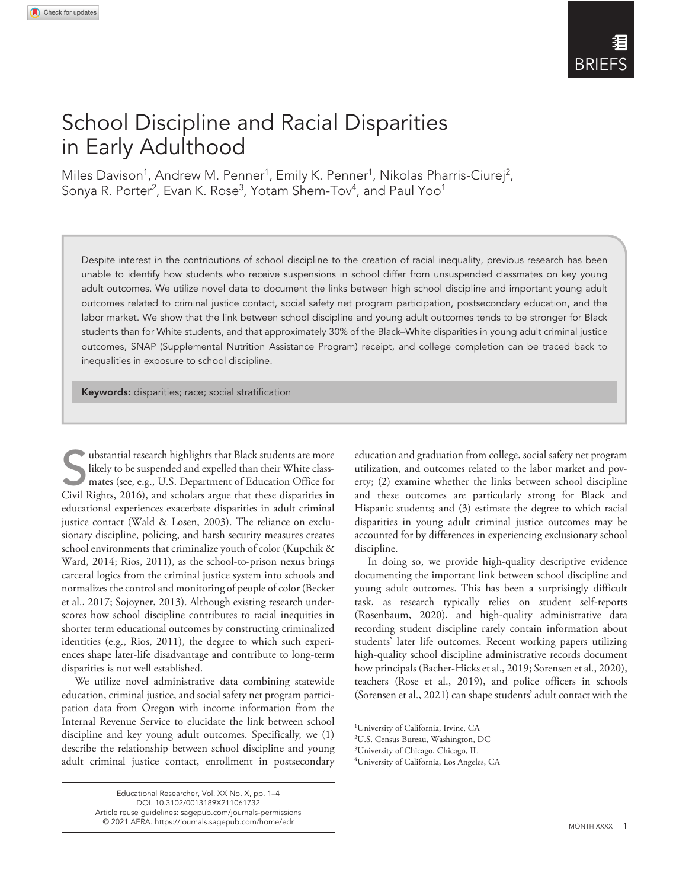BRIEFS

# School Discipline and Racial Disparities in Early Adulthood

Miles Davison[1], Andrew M. Penner[1], Emily K. Penner[1], Nikolas Pharris-Ciurej[2], Sonya R. Porter[2], Evan K. Rose[3], Yotam Shem-Tov[4], and Paul Yoo[1]

Despite interest in the contributions of school discipline to the creation of racial inequality, previous research has been unable to identify how students who receive suspensions in school differ from unsuspended classmates on key young adult outcomes. We utilize novel data to document the links between high school discipline and important young adult outcomes related to criminal justice contact, social safety net program participation, postsecondary education, and the labor market. We show that the link between school discipline and young adult outcomes tends to be stronger for Black students than for White students, and that approximately 30% of the Black–White disparities in young adult criminal justice outcomes, SNAP (Supplemental Nutrition Assistance Program) receipt, and college completion can be traced back to inequalities in exposure to school discipline.

**Keywords:** disparities; race; social stratification

Substantial research highlights that Black students are more likely to be suspended and expelled than their White classmates (see, e.g., U.S. Department of Education Office for Civil Rights, 2016), and scholars argue that these disparities in educational experiences exacerbate disparities in adult criminal justice contact (Wald & Losen, 2003). The reliance on exclusionary discipline, policing, and harsh security measures creates school environments that criminalize youth of color (Kupchik & Ward, 2014; Rios, 2011), as the school-to-prison nexus brings carceral logics from the criminal justice system into schools and normalizes the control and monitoring of people of color (Becker et al., 2017; Sojoyner, 2013). Although existing research underscores how school discipline contributes to racial inequities in shorter term educational outcomes by constructing criminalized identities (e.g., Rios, 2011), the degree to which such experiences shape later-life disadvantage and contribute to long-term disparities is not well established.

We utilize novel administrative data combining statewide education, criminal justice, and social safety net program participation data from Oregon with income information from the Internal Revenue Service to elucidate the link between school discipline and key young adult outcomes. Specifically, we (1) describe the relationship between school discipline and young adult criminal justice contact, enrollment in postsecondary education and graduation from college, social safety net program utilization, and outcomes related to the labor market and poverty; (2) examine whether the links between school discipline and these outcomes are particularly strong for Black and Hispanic students; and (3) estimate the degree to which racial disparities in young adult criminal justice outcomes may be accounted for by differences in experiencing exclusionary school discipline.

In doing so, we provide high-quality descriptive evidence documenting the important link between school discipline and young adult outcomes. This has been a surprisingly difficult task, as research typically relies on student self-reports (Rosenbaum, 2020), and high-quality administrative data recording student discipline rarely contain information about students' later life outcomes. Recent working papers utilizing high-quality school discipline administrative records document how principals (Bacher-Hicks et al., 2019; Sorensen et al., 2020), teachers (Rose et al., 2019), and police officers in schools (Sorensen et al., 2021) can shape students' adult contact with the

[1]University of California, Irvine, CA
[2]U.S. Census Bureau, Washington, DC
[3]University of Chicago, Chicago, IL
[4]University of California, Los Angeles, CA

Educational Researcher, Vol. XX No. X, pp. 1–4
DOI: 10.3102/0013189X211061732
Article reuse guidelines: sagepub.com/journals-permissions
© 2021 AERA. https://journals.sagepub.com/home/edr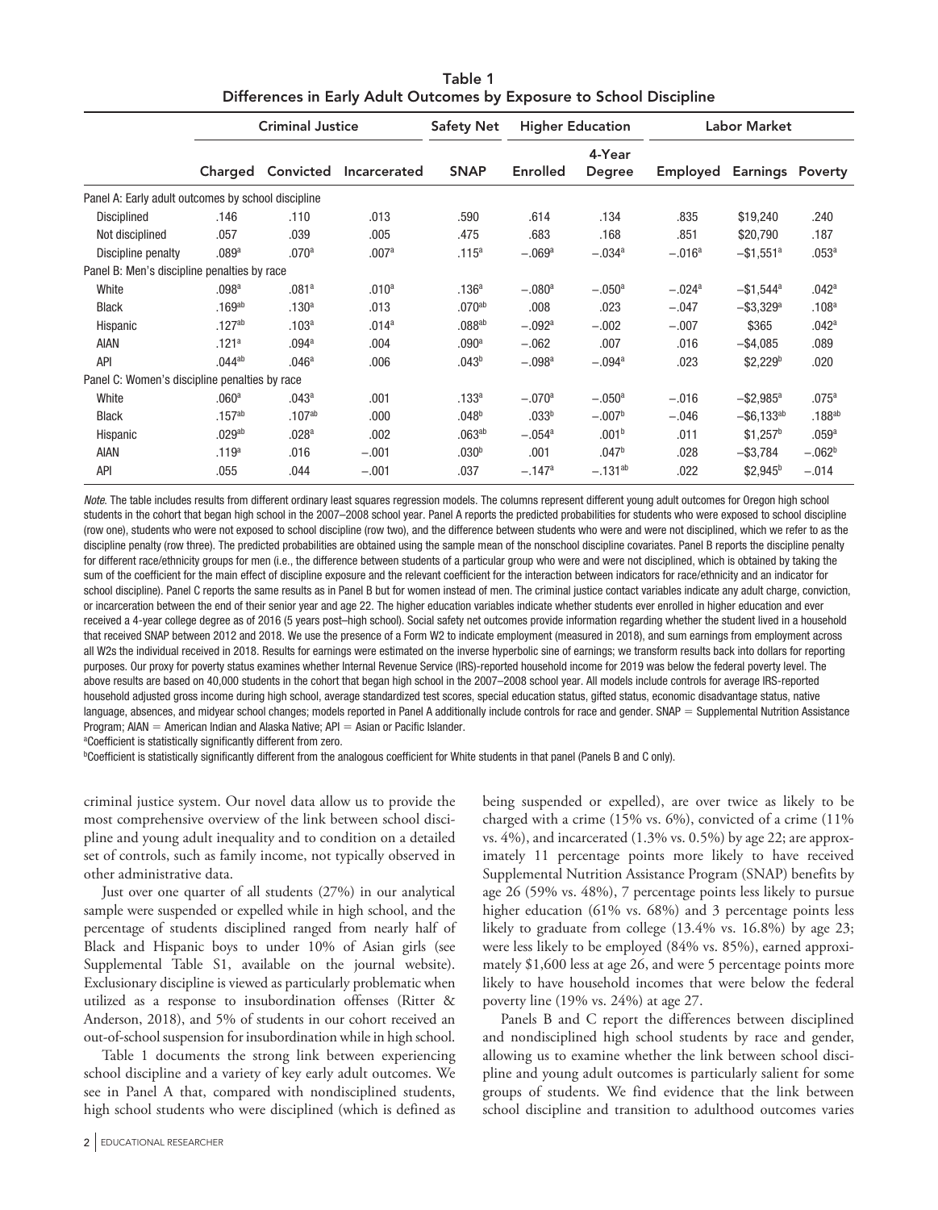**Table 1**
**Differences in Early Adult Outcomes by Exposure to School Discipline**

| | Criminal Justice | | | Safety Net | Higher Education | | Labor Market | | |
|---|---|---|---|---|---|---|---|---|---|
| | Charged | Convicted | Incarcerated | SNAP | Enrolled | 4-Year Degree | Employed | Earnings | Poverty |
| Panel A: Early adult outcomes by school discipline | | | | | | | | | |
| Disciplined | .146 | .110 | .013 | .590 | .614 | .134 | .835 | \$19,240 | .240 |
| Not disciplined | .057 | .039 | .005 | .475 | .683 | .168 | .851 | \$20,790 | .187 |
| Discipline penalty | .089[a] | .070[a] | .007[a] | .115[a] | −.069[a] | −.034[a] | −.016[a] | −\$1,551[a] | .053[a] |
| Panel B: Men's discipline penalties by race | | | | | | | | | |
| White | .098[a] | .081[a] | .010[a] | .136[a] | −.080[a] | −.050[a] | −.024[a] | −\$1,544[a] | .042[a] |
| Black | .169[ab] | .130[a] | .013 | .070[ab] | .008 | .023 | −.047 | −\$3,329[a] | .108[a] |
| Hispanic | .127[ab] | .103[a] | .014[a] | .088[ab] | −.092[a] | −.002 | −.007 | \$365 | .042[a] |
| AIAN | .121[a] | .094[a] | .004 | .090[a] | −.062 | .007 | .016 | −\$4,085 | .089 |
| API | .044[ab] | .046[a] | .006 | .043[b] | −.098[a] | −.094[a] | .023 | \$2,229[b] | .020 |
| Panel C: Women's discipline penalties by race | | | | | | | | | |
| White | .060[a] | .043[a] | .001 | .133[a] | −.070[a] | −.050[a] | −.016 | −\$2,985[a] | .075[a] |
| Black | .157[ab] | .107[ab] | .000 | .048[b] | .033[b] | −.007[b] | −.046 | −\$6,133[ab] | .188[ab] |
| Hispanic | .029[ab] | .028[a] | .002 | .063[ab] | −.054[a] | .001[b] | .011 | \$1,257[b] | .059[a] |
| AIAN | .119[a] | .016 | −.001 | .030[b] | .001 | .047[b] | .028 | −\$3,784 | −.062[b] |
| API | .055 | .044 | −.001 | .037 | −.147[a] | −.131[ab] | .022 | \$2,945[b] | −.014 |

*Note.* The table includes results from different ordinary least squares regression models. The columns represent different young adult outcomes for Oregon high school students in the cohort that began high school in the 2007–2008 school year. Panel A reports the predicted probabilities for students who were exposed to school discipline (row one), students who were not exposed to school discipline (row two), and the difference between students who were and were not disciplined, which we refer to as the discipline penalty (row three). The predicted probabilities are obtained using the sample mean of the nonschool discipline covariates. Panel B reports the discipline penalty for different race/ethnicity groups for men (i.e., the difference between students of a particular group who were and were not disciplined, which is obtained by taking the sum of the coefficient for the main effect of discipline exposure and the relevant coefficient for the interaction between indicators for race/ethnicity and an indicator for school discipline). Panel C reports the same results as in Panel B but for women instead of men. The criminal justice contact variables indicate any adult charge, conviction, or incarceration between the end of their senior year and age 22. The higher education variables indicate whether students ever enrolled in higher education and ever received a 4-year college degree as of 2016 (5 years post–high school). Social safety net outcomes provide information regarding whether the student lived in a household that received SNAP between 2012 and 2018. We use the presence of a Form W2 to indicate employment (measured in 2018), and sum earnings from employment across all W2s the individual received in 2018. Results for earnings were estimated on the inverse hyperbolic sine of earnings; we transform results back into dollars for reporting purposes. Our proxy for poverty status examines whether Internal Revenue Service (IRS)-reported household income for 2019 was below the federal poverty level. The above results are based on 40,000 students in the cohort that began high school in the 2007–2008 school year. All models include controls for average IRS-reported household adjusted gross income during high school, average standardized test scores, special education status, gifted status, economic disadvantage status, native language, absences, and midyear school changes; models reported in Panel A additionally include controls for race and gender. SNAP = Supplemental Nutrition Assistance Program; AIAN = American Indian and Alaska Native; API = Asian or Pacific Islander.
[a]Coefficient is statistically significantly different from zero.
[b]Coefficient is statistically significantly different from the analogous coefficient for White students in that panel (Panels B and C only).

criminal justice system. Our novel data allow us to provide the most comprehensive overview of the link between school discipline and young adult inequality and to condition on a detailed set of controls, such as family income, not typically observed in other administrative data.

Just over one quarter of all students (27%) in our analytical sample were suspended or expelled while in high school, and the percentage of students disciplined ranged from nearly half of Black and Hispanic boys to under 10% of Asian girls (see Supplemental Table S1, available on the journal website). Exclusionary discipline is viewed as particularly problematic when utilized as a response to insubordination offenses (Ritter & Anderson, 2018), and 5% of students in our cohort received an out-of-school suspension for insubordination while in high school.

Table 1 documents the strong link between experiencing school discipline and a variety of key early adult outcomes. We see in Panel A that, compared with nondisciplined students, high school students who were disciplined (which is defined as being suspended or expelled), are over twice as likely to be charged with a crime (15% vs. 6%), convicted of a crime (11% vs. 4%), and incarcerated (1.3% vs. 0.5%) by age 22; are approximately 11 percentage points more likely to have received Supplemental Nutrition Assistance Program (SNAP) benefits by age 26 (59% vs. 48%), 7 percentage points less likely to pursue higher education (61% vs. 68%) and 3 percentage points less likely to graduate from college (13.4% vs. 16.8%) by age 23; were less likely to be employed (84% vs. 85%), earned approximately \$1,600 less at age 26, and were 5 percentage points more likely to have household incomes that were below the federal poverty line (19% vs. 24%) at age 27.

Panels B and C report the differences between disciplined and nondisciplined high school students by race and gender, allowing us to examine whether the link between school discipline and young adult outcomes is particularly salient for some groups of students. We find evidence that the link between school discipline and transition to adulthood outcomes varies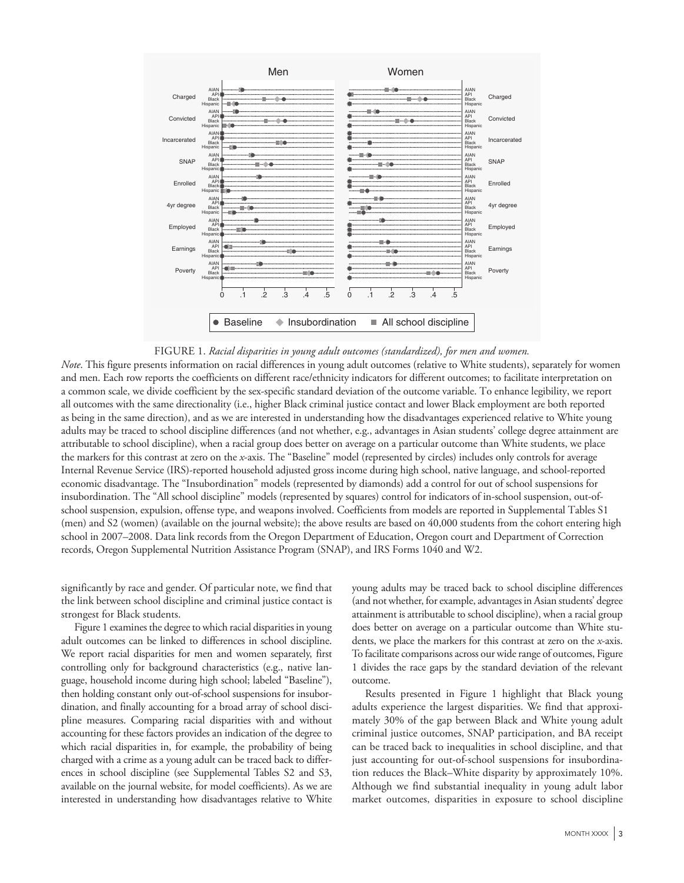FIGURE 1. *Racial disparities in young adult outcomes (standardized), for men and women.*

*Note*. This figure presents information on racial differences in young adult outcomes (relative to White students), separately for women and men. Each row reports the coefficients on different race/ethnicity indicators for different outcomes; to facilitate interpretation on a common scale, we divide coefficient by the sex-specific standard deviation of the outcome variable. To enhance legibility, we report all outcomes with the same directionality (i.e., higher Black criminal justice contact and lower Black employment are both reported as being in the same direction), and as we are interested in understanding how the disadvantages experienced relative to White young adults may be traced to school discipline differences (and not whether, e.g., advantages in Asian students' college degree attainment are attributable to school discipline), when a racial group does better on average on a particular outcome than White students, we place the markers for this contrast at zero on the *x*-axis. The "Baseline" model (represented by circles) includes only controls for average Internal Revenue Service (IRS)-reported household adjusted gross income during high school, native language, and school-reported economic disadvantage. The "Insubordination" models (represented by diamonds) add a control for out of school suspensions for insubordination. The "All school discipline" models (represented by squares) control for indicators of in-school suspension, out-of-school suspension, expulsion, offense type, and weapons involved. Coefficients from models are reported in Supplemental Tables S1 (men) and S2 (women) (available on the journal website); the above results are based on 40,000 students from the cohort entering high school in 2007–2008. Data link records from the Oregon Department of Education, Oregon court and Department of Correction records, Oregon Supplemental Nutrition Assistance Program (SNAP), and IRS Forms 1040 and W2.

significantly by race and gender. Of particular note, we find that the link between school discipline and criminal justice contact is strongest for Black students.

Figure 1 examines the degree to which racial disparities in young adult outcomes can be linked to differences in school discipline. We report racial disparities for men and women separately, first controlling only for background characteristics (e.g., native language, household income during high school; labeled "Baseline"), then holding constant only out-of-school suspensions for insubordination, and finally accounting for a broad array of school discipline measures. Comparing racial disparities with and without accounting for these factors provides an indication of the degree to which racial disparities in, for example, the probability of being charged with a crime as a young adult can be traced back to differences in school discipline (see Supplemental Tables S2 and S3, available on the journal website, for model coefficients). As we are interested in understanding how disadvantages relative to White young adults may be traced back to school discipline differences (and not whether, for example, advantages in Asian students' degree attainment is attributable to school discipline), when a racial group does better on average on a particular outcome than White students, we place the markers for this contrast at zero on the *x*-axis. To facilitate comparisons across our wide range of outcomes, Figure 1 divides the race gaps by the standard deviation of the relevant outcome.

Results presented in Figure 1 highlight that Black young adults experience the largest disparities. We find that approximately 30% of the gap between Black and White young adult criminal justice outcomes, SNAP participation, and BA receipt can be traced back to inequalities in school discipline, and that just accounting for out-of-school suspensions for insubordination reduces the Black–White disparity by approximately 10%. Although we find substantial inequality in young adult labor market outcomes, disparities in exposure to school discipline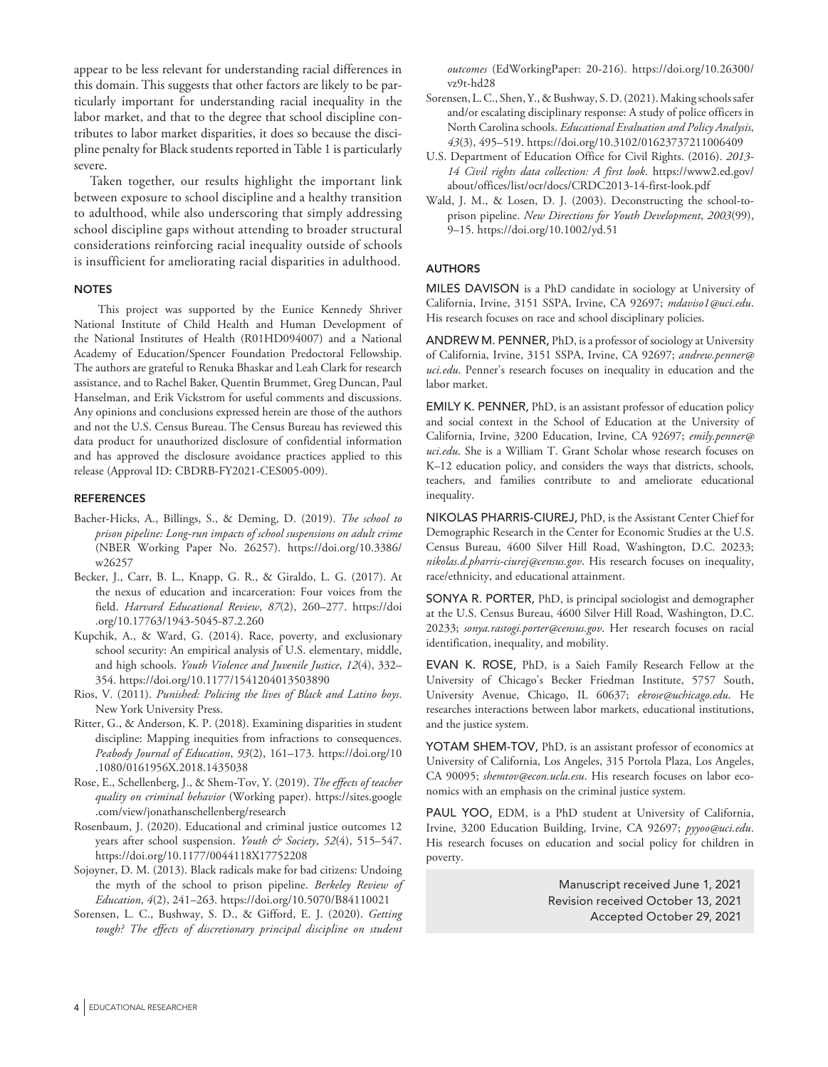appear to be less relevant for understanding racial differences in this domain. This suggests that other factors are likely to be particularly important for understanding racial inequality in the labor market, and that to the degree that school discipline contributes to labor market disparities, it does so because the discipline penalty for Black students reported in Table 1 is particularly severe.

Taken together, our results highlight the important link between exposure to school discipline and a healthy transition to adulthood, while also underscoring that simply addressing school discipline gaps without attending to broader structural considerations reinforcing racial inequality outside of schools is insufficient for ameliorating racial disparities in adulthood.

## NOTES

This project was supported by the Eunice Kennedy Shriver National Institute of Child Health and Human Development of the National Institutes of Health (R01HD094007) and a National Academy of Education/Spencer Foundation Predoctoral Fellowship. The authors are grateful to Renuka Bhaskar and Leah Clark for research assistance, and to Rachel Baker, Quentin Brummet, Greg Duncan, Paul Hanselman, and Erik Vickstrom for useful comments and discussions. Any opinions and conclusions expressed herein are those of the authors and not the U.S. Census Bureau. The Census Bureau has reviewed this data product for unauthorized disclosure of confidential information and has approved the disclosure avoidance practices applied to this release (Approval ID: CBDRB-FY2021-CES005-009).

## REFERENCES

Bacher-Hicks, A., Billings, S., & Deming, D. (2019). *The school to prison pipeline: Long-run impacts of school suspensions on adult crime* (NBER Working Paper No. 26257). https://doi.org/10.3386/w26257

Becker, J., Carr, B. L., Knapp, G. R., & Giraldo, L. G. (2017). At the nexus of education and incarceration: Four voices from the field. *Harvard Educational Review*, *87*(2), 260–277. https://doi.org/10.17763/1943-5045-87.2.260

Kupchik, A., & Ward, G. (2014). Race, poverty, and exclusionary school security: An empirical analysis of U.S. elementary, middle, and high schools. *Youth Violence and Juvenile Justice*, *12*(4), 332–354. https://doi.org/10.1177/1541204013503890

Rios, V. (2011). *Punished: Policing the lives of Black and Latino boys*. New York University Press.

Ritter, G., & Anderson, K. P. (2018). Examining disparities in student discipline: Mapping inequities from infractions to consequences. *Peabody Journal of Education*, *93*(2), 161–173. https://doi.org/10.1080/0161956X.2018.1435038

Rose, E., Schellenberg, J., & Shem-Tov, Y. (2019). *The effects of teacher quality on criminal behavior* (Working paper). https://sites.google.com/view/jonathanschellenberg/research

Rosenbaum, J. (2020). Educational and criminal justice outcomes 12 years after school suspension. *Youth & Society*, *52*(4), 515–547. https://doi.org/10.1177/0044118X17752208

Sojoyner, D. M. (2013). Black radicals make for bad citizens: Undoing the myth of the school to prison pipeline. *Berkeley Review of Education*, *4*(2), 241–263. https://doi.org/10.5070/B84110021

Sorensen, L. C., Bushway, S. D., & Gifford, E. J. (2020). *Getting tough? The effects of discretionary principal discipline on student outcomes* (EdWorkingPaper: 20-216). https://doi.org/10.26300/vz9t-hd28

Sorensen, L. C., Shen, Y., & Bushway, S. D. (2021). Making schools safer and/or escalating disciplinary response: A study of police officers in North Carolina schools. *Educational Evaluation and Policy Analysis*, *43*(3), 495–519. https://doi.org/10.3102/01623737211006409

U.S. Department of Education Office for Civil Rights. (2016). *2013-14 Civil rights data collection: A first look*. https://www2.ed.gov/about/offices/list/ocr/docs/CRDC2013-14-first-look.pdf

Wald, J. M., & Losen, D. J. (2003). Deconstructing the school-to-prison pipeline. *New Directions for Youth Development*, *2003*(99), 9–15. https://doi.org/10.1002/yd.51

## AUTHORS

**MILES DAVISON** is a PhD candidate in sociology at University of California, Irvine, 3151 SSPA, Irvine, CA 92697; *mdaviso1@uci.edu*. His research focuses on race and school disciplinary policies.

**ANDREW M. PENNER,** PhD, is a professor of sociology at University of California, Irvine, 3151 SSPA, Irvine, CA 92697; *andrew.penner@uci.edu*. Penner's research focuses on inequality in education and the labor market.

**EMILY K. PENNER,** PhD, is an assistant professor of education policy and social context in the School of Education at the University of California, Irvine, 3200 Education, Irvine, CA 92697; *emily.penner@uci.edu*. She is a William T. Grant Scholar whose research focuses on K–12 education policy, and considers the ways that districts, schools, teachers, and families contribute to and ameliorate educational inequality.

**NIKOLAS PHARRIS-CIUREJ,** PhD, is the Assistant Center Chief for Demographic Research in the Center for Economic Studies at the U.S. Census Bureau, 4600 Silver Hill Road, Washington, D.C. 20233; *nikolas.d.pharris-ciurej@census.gov*. His research focuses on inequality, race/ethnicity, and educational attainment.

**SONYA R. PORTER,** PhD, is principal sociologist and demographer at the U.S. Census Bureau, 4600 Silver Hill Road, Washington, D.C. 20233; *sonya.rastogi.porter@census.gov*. Her research focuses on racial identification, inequality, and mobility.

**EVAN K. ROSE,** PhD, is a Saieh Family Research Fellow at the University of Chicago's Becker Friedman Institute, 5757 South, University Avenue, Chicago, IL 60637; *ekrose@uchicago.edu*. He researches interactions between labor markets, educational institutions, and the justice system.

**YOTAM SHEM-TOV,** PhD, is an assistant professor of economics at University of California, Los Angeles, 315 Portola Plaza, Los Angeles, CA 90095; *shemtov@econ.ucla.esu*. His research focuses on labor economics with an emphasis on the criminal justice system.

**PAUL YOO,** EDM, is a PhD student at University of California, Irvine, 3200 Education Building, Irvine, CA 92697; *pyyoo@uci.edu*. His research focuses on education and social policy for children in poverty.

Manuscript received June 1, 2021
Revision received October 13, 2021
Accepted October 29, 2021